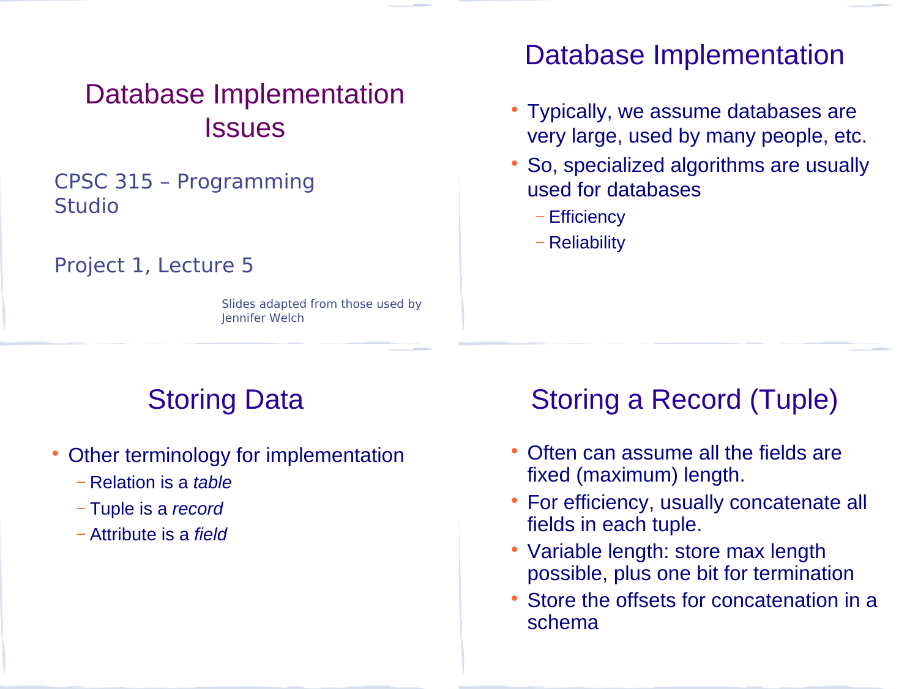# Database Implementation Issues

CPSC 315 – Programming Studio

Project 1, Lecture 5

Slides adapted from those used by Jennifer Welch

## Database Implementation

- Typically, we assume databases are very large, used by many people, etc.
- So, specialized algorithms are usually used for databases
  - Efficiency
  - Reliability

## Storing Data

- Other terminology for implementation
  - Relation is a *table*
  - Tuple is a *record*
  - Attribute is a *field*

## Storing a Record (Tuple)

- Often can assume all the fields are fixed (maximum) length.
- For efficiency, usually concatenate all fields in each tuple.
- Variable length: store max length possible, plus one bit for termination
- Store the offsets for concatenation in a schema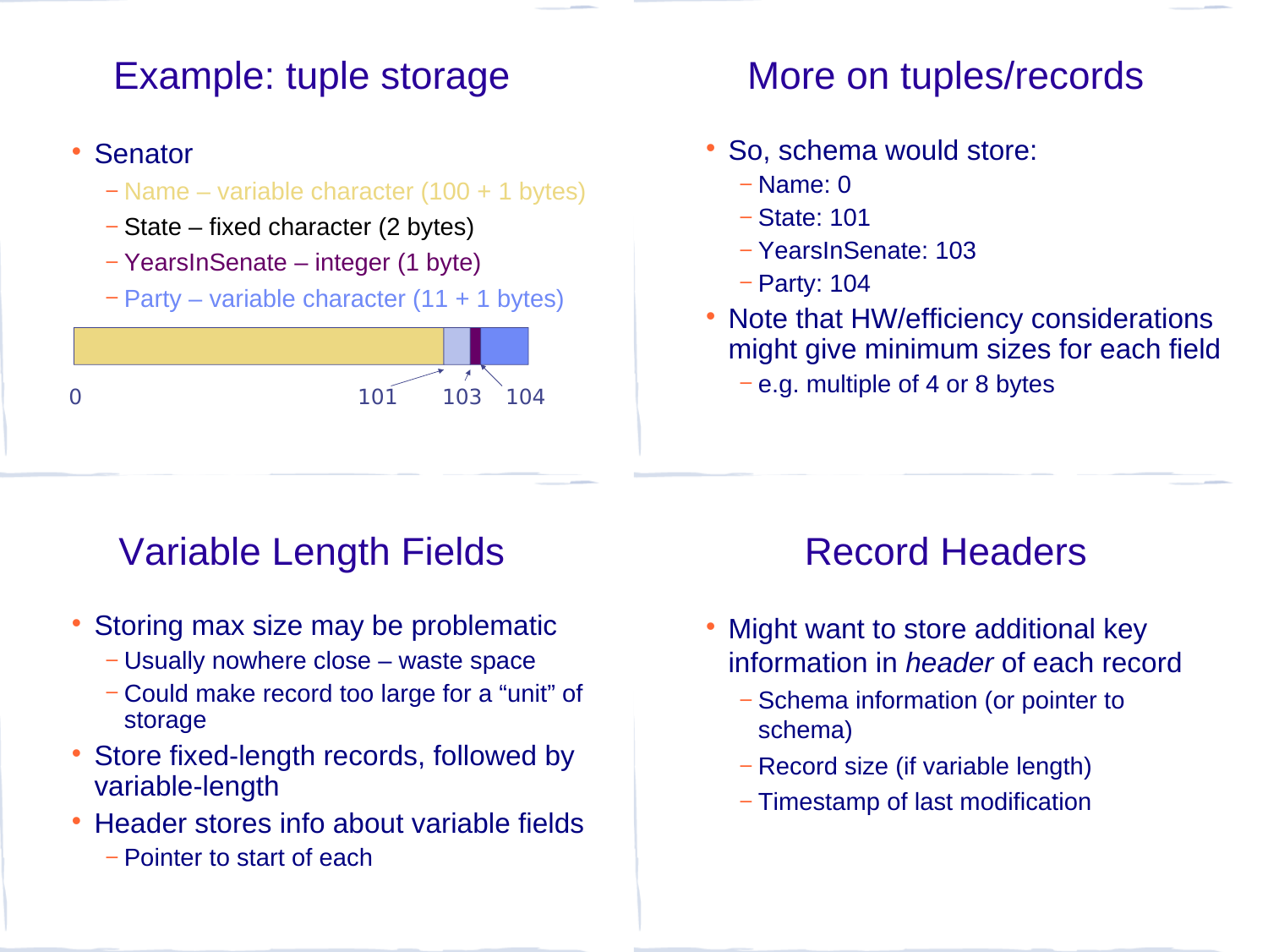## Example: tuple storage

- Senator
  - Name – variable character (100 + 1 bytes)
  - State – fixed character (2 bytes)
  - YearsInSenate – integer (1 byte)
  - Party – variable character (11 + 1 bytes)

0

101

103

104

## More on tuples/records

- So, schema would store:
  - Name: 0
  - State: 101
  - YearsInSenate: 103
  - Party: 104
- Note that HW/efficiency considerations might give minimum sizes for each field
  - e.g. multiple of 4 or 8 bytes

## Variable Length Fields

- Storing max size may be problematic
  - Usually nowhere close – waste space
  - Could make record too large for a "unit" of storage
- Store fixed-length records, followed by variable-length
- Header stores info about variable fields
  - Pointer to start of each

## Record Headers

- Might want to store additional key information in *header* of each record
  - Schema information (or pointer to schema)
  - Record size (if variable length)
  - Timestamp of last modification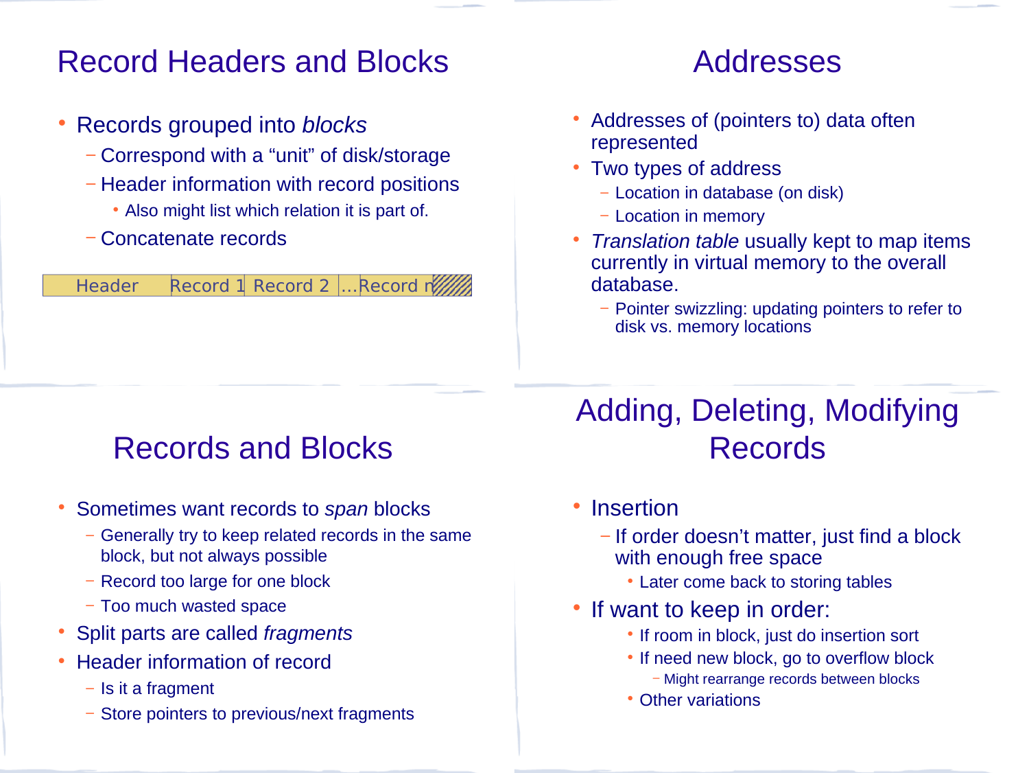## Record Headers and Blocks

- Records grouped into *blocks*
  - Correspond with a “unit” of disk/storage
  - Header information with record positions
    - Also might list which relation it is part of.
  - Concatenate records

| | | | | |
|---|---|---|---|---|
| Header | Record 1 | Record 2 | ... | Record n |

## Addresses

- Addresses of (pointers to) data often represented
- Two types of address
  - Location in database (on disk)
  - Location in memory
- *Translation table* usually kept to map items currently in virtual memory to the overall database.
  - Pointer swizzling: updating pointers to refer to disk vs. memory locations

## Records and Blocks

- Sometimes want records to *span* blocks
  - Generally try to keep related records in the same block, but not always possible
  - Record too large for one block
  - Too much wasted space
- Split parts are called *fragments*
- Header information of record
  - Is it a fragment
  - Store pointers to previous/next fragments

## Adding, Deleting, Modifying Records

- Insertion
  - If order doesn’t matter, just find a block with enough free space
    - Later come back to storing tables
- If want to keep in order:
  - If room in block, just do insertion sort
  - If need new block, go to overflow block
    - Might rearrange records between blocks
  - Other variations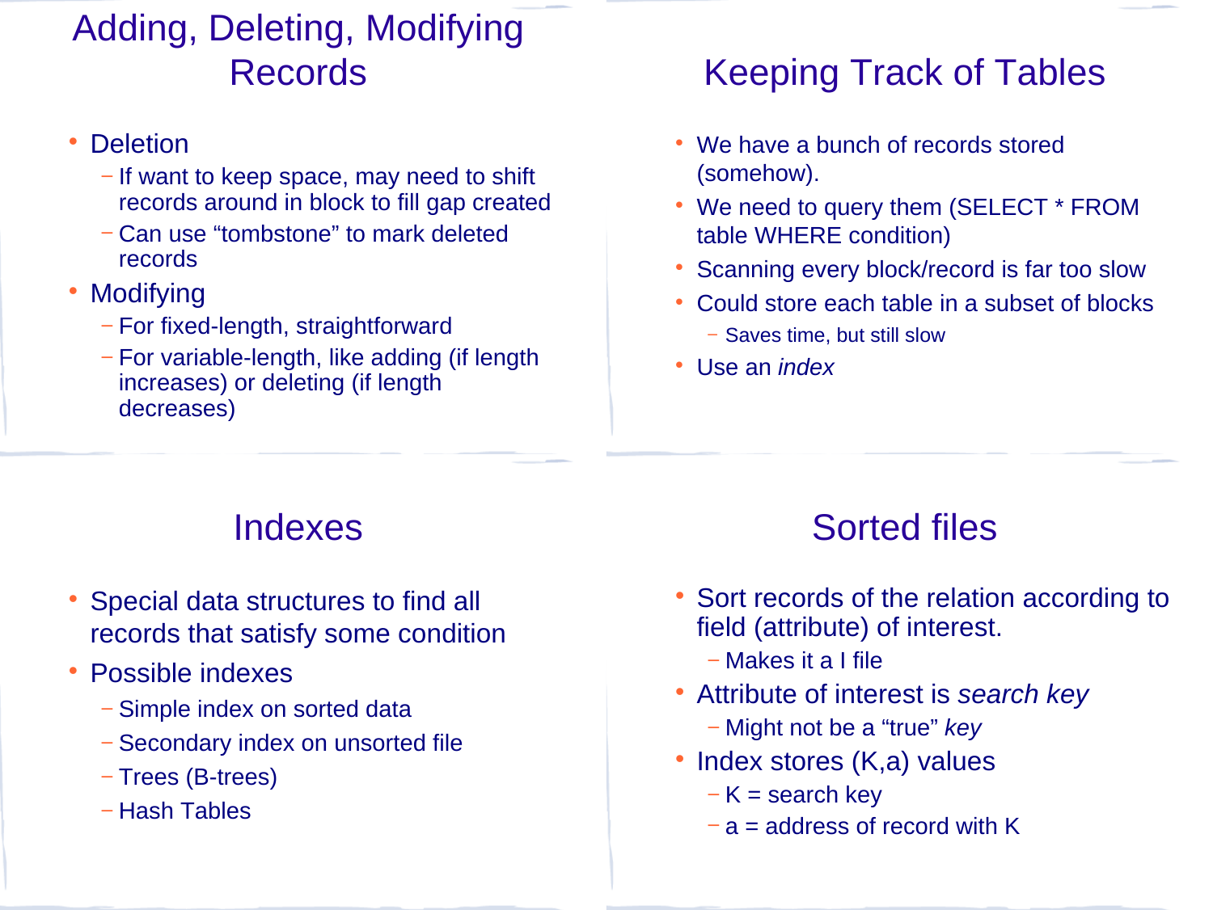# Adding, Deleting, Modifying Records

- Deletion
  - If want to keep space, may need to shift records around in block to fill gap created
  - Can use “tombstone” to mark deleted records
- Modifying
  - For fixed-length, straightforward
  - For variable-length, like adding (if length increases) or deleting (if length decreases)

# Keeping Track of Tables

- We have a bunch of records stored (somehow).
- We need to query them (SELECT * FROM table WHERE condition)
- Scanning every block/record is far too slow
- Could store each table in a subset of blocks
  - Saves time, but still slow
- Use an *index*

# Indexes

- Special data structures to find all records that satisfy some condition
- Possible indexes
  - Simple index on sorted data
  - Secondary index on unsorted file
  - Trees (B-trees)
  - Hash Tables

# Sorted files

- Sort records of the relation according to field (attribute) of interest.
  - Makes it a I file
- Attribute of interest is *search key*
  - Might not be a “true” *key*
- Index stores (K,a) values
  - K = search key
  - a = address of record with K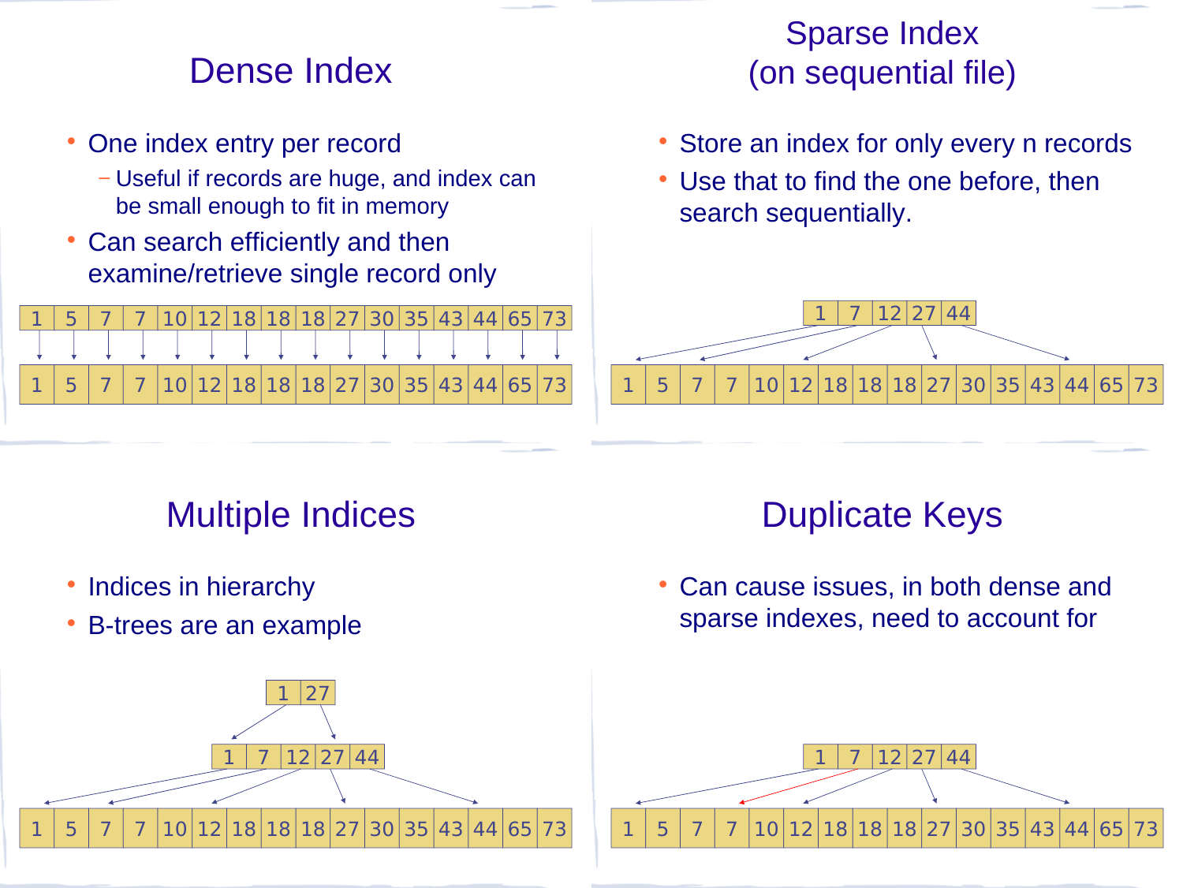## Dense Index

- One index entry per record
  - Useful if records are huge, and index can be small enough to fit in memory
- Can search efficiently and then examine/retrieve single record only

1 5 7 7 10 12 18 18 18 27 30 35 43 44 65 73

1 5 7 7 10 12 18 18 18 27 30 35 43 44 65 73

## Sparse Index (on sequential file)

- Store an index for only every n records
- Use that to find the one before, then search sequentially.

1 7 12 27 44

1 5 7 7 10 12 18 18 18 27 30 35 43 44 65 73

## Multiple Indices

- Indices in hierarchy
- B-trees are an example

1 27

1 7 12 27 44

1 5 7 7 10 12 18 18 18 27 30 35 43 44 65 73

## Duplicate Keys

- Can cause issues, in both dense and sparse indexes, need to account for

1 7 12 27 44

1 5 7 7 10 12 18 18 18 27 30 35 43 44 65 73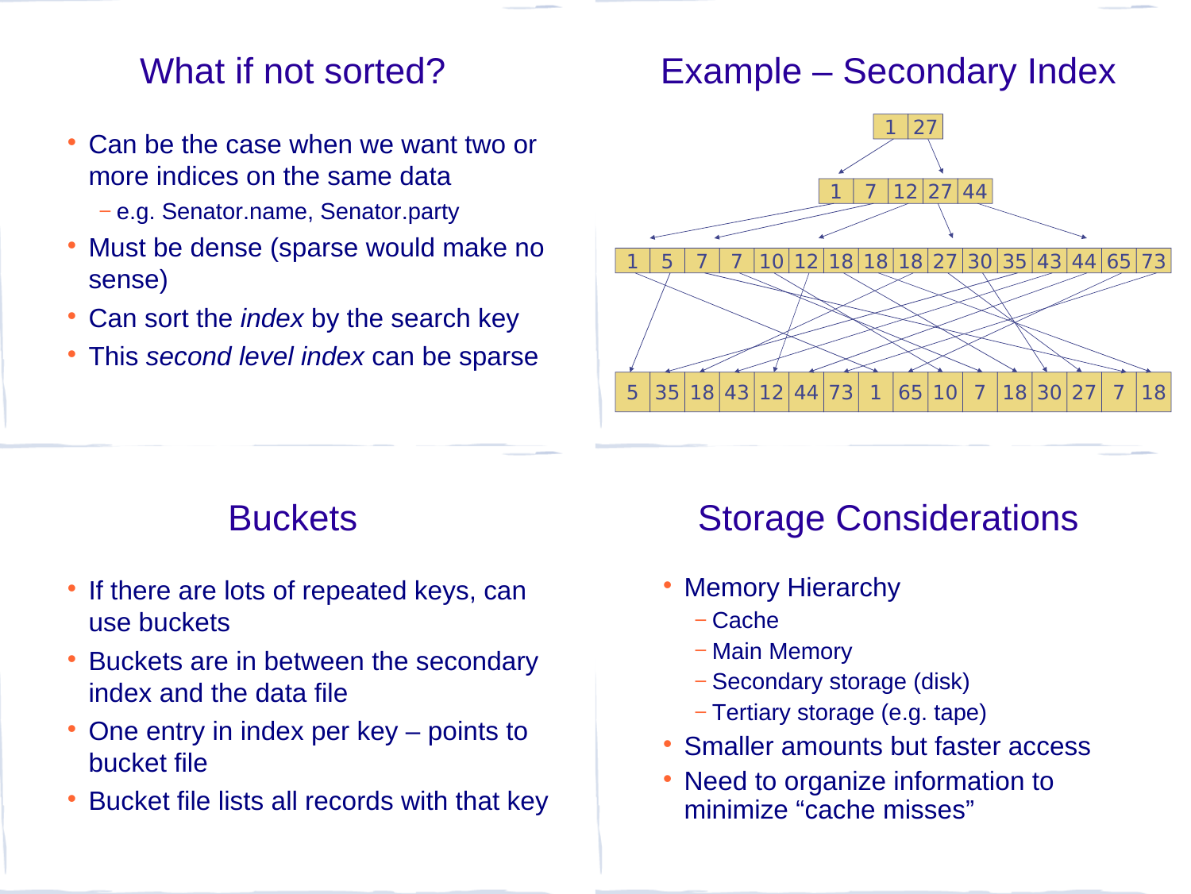## What if not sorted?

- Can be the case when we want two or more indices on the same data
  - e.g. Senator.name, Senator.party
- Must be dense (sparse would make no sense)
- Can sort the *index* by the search key
- This *second level index* can be sparse

## Example – Secondary Index

1 27

1 7 12 27 44

1 5 7 7 10 12 18 18 18 27 30 35 43 44 65 73

5 35 18 43 12 44 73 1 65 10 7 18 30 27 7 18

## Buckets

- If there are lots of repeated keys, can use buckets
- Buckets are in between the secondary index and the data file
- One entry in index per key – points to bucket file
- Bucket file lists all records with that key

## Storage Considerations

- Memory Hierarchy
  - Cache
  - Main Memory
  - Secondary storage (disk)
  - Tertiary storage (e.g. tape)
- Smaller amounts but faster access
- Need to organize information to minimize “cache misses”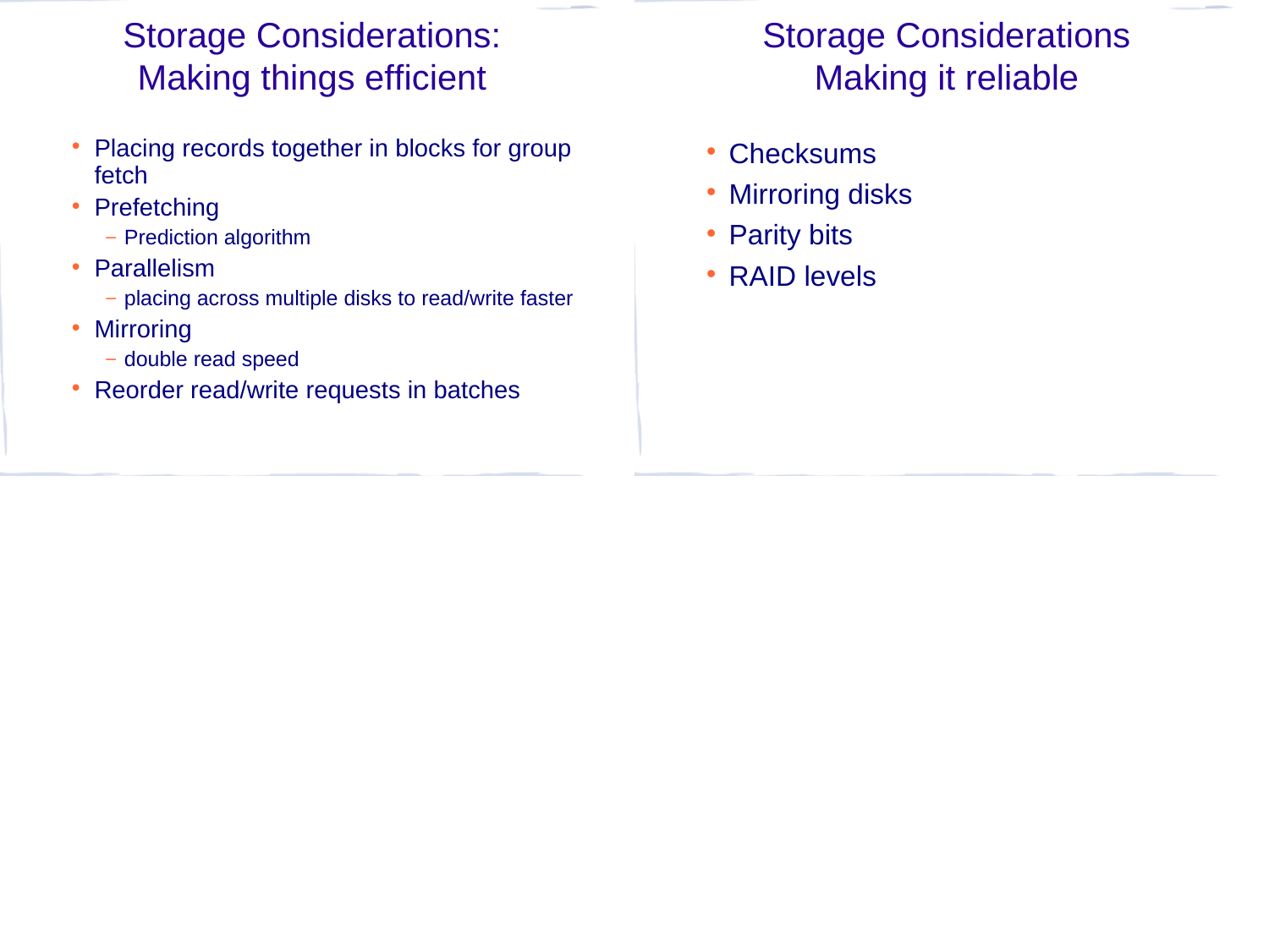## Storage Considerations: Making things efficient

- Placing records together in blocks for group fetch
- Prefetching
  - Prediction algorithm
- Parallelism
  - placing across multiple disks to read/write faster
- Mirroring
  - double read speed
- Reorder read/write requests in batches

## Storage Considerations Making it reliable

- Checksums
- Mirroring disks
- Parity bits
- RAID levels